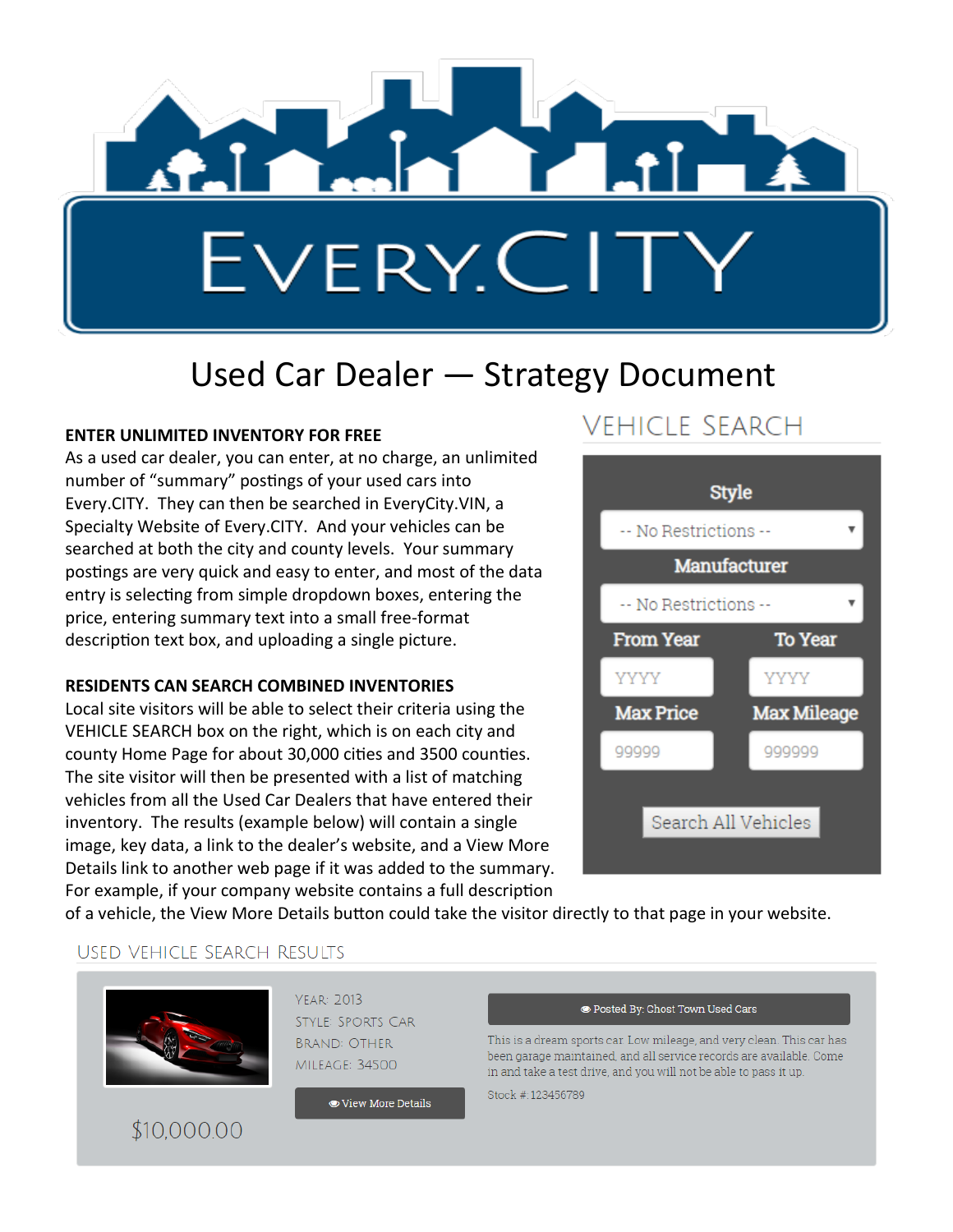# EVERY.CITY

## Used Car Dealer — Strategy Document

### ENTER UNLIMITED INVENTORY FOR FREE

As a used car dealer, you can enter, at no charge, an unlimited number of "summary" postings of your used cars into Every.CITY. They can then be searched in EveryCity.VIN, a Specialty Website of Every.CITY. And your vehicles can be searched at both the city and county levels. Your summary postings are very quick and easy to enter, and most of the data entry is selecting from simple dropdown boxes, entering the price, entering summary text into a small free-format description text box, and uploading a single picture.

### RESIDENTS CAN SEARCH COMBINED INVENTORIES

Local site visitors will be able to select their criteria using the VEHICLE SEARCH box on the right, which is on each city and county Home Page for about 30,000 cities and 3500 counties. The site visitor will then be presented with a list of matching vehicles from all the Used Car Dealers that have entered their inventory. The results (example below) will contain a single image, key data, a link to the dealer's website, and a View More Details link to another web page if it was added to the summary. For example, if your company website contains a full description of a vehicle, the View More Details button could take the visitor directly to that page in your website.

#### VEHICLE SEARCH

Style
-- No Restrictions --

Manufacturer
-- No Restrictions --

From Year: YYYY
To Year: YYYY

Max Price: 99999
Max Mileage: 999999

Search All Vehicles

#### USED VEHICLE SEARCH RESULTS

YEAR: 2013
STYLE: SPORTS CAR
BRAND: OTHER
MILEAGE: 34500

View More Details

$10,000.00

Posted By: Ghost Town Used Cars

This is a dream sports car. Low mileage, and very clean. This car has been garage maintained, and all service records are available. Come in and take a test drive, and you will not be able to pass it up.

Stock #: 123456789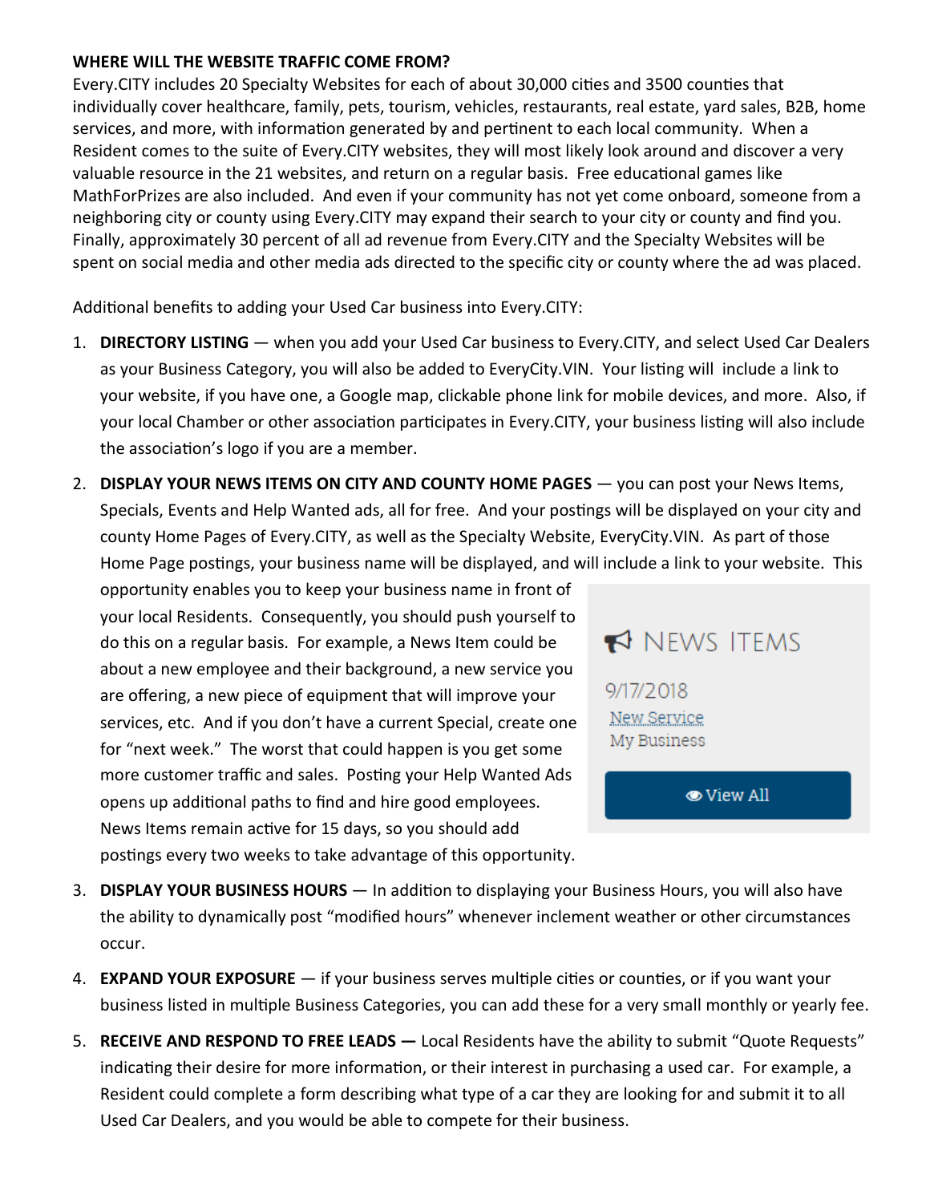**WHERE WILL THE WEBSITE TRAFFIC COME FROM?**

Every.CITY includes 20 Specialty Websites for each of about 30,000 cities and 3500 counties that individually cover healthcare, family, pets, tourism, vehicles, restaurants, real estate, yard sales, B2B, home services, and more, with information generated by and pertinent to each local community. When a Resident comes to the suite of Every.CITY websites, they will most likely look around and discover a very valuable resource in the 21 websites, and return on a regular basis. Free educational games like MathForPrizes are also included. And even if your community has not yet come onboard, someone from a neighboring city or county using Every.CITY may expand their search to your city or county and find you. Finally, approximately 30 percent of all ad revenue from Every.CITY and the Specialty Websites will be spent on social media and other media ads directed to the specific city or county where the ad was placed.

Additional benefits to adding your Used Car business into Every.CITY:

1. **DIRECTORY LISTING** — when you add your Used Car business to Every.CITY, and select Used Car Dealers as your Business Category, you will also be added to EveryCity.VIN. Your listing will include a link to your website, if you have one, a Google map, clickable phone link for mobile devices, and more. Also, if your local Chamber or other association participates in Every.CITY, your business listing will also include the association's logo if you are a member.

2. **DISPLAY YOUR NEWS ITEMS ON CITY AND COUNTY HOME PAGES** — you can post your News Items, Specials, Events and Help Wanted ads, all for free. And your postings will be displayed on your city and county Home Pages of Every.CITY, as well as the Specialty Website, EveryCity.VIN. As part of those Home Page postings, your business name will be displayed, and will include a link to your website. This opportunity enables you to keep your business name in front of your local Residents. Consequently, you should push yourself to do this on a regular basis. For example, a News Item could be about a new employee and their background, a new service you are offering, a new piece of equipment that will improve your services, etc. And if you don't have a current Special, create one for "next week." The worst that could happen is you get some more customer traffic and sales. Posting your Help Wanted Ads opens up additional paths to find and hire good employees. News Items remain active for 15 days, so you should add postings every two weeks to take advantage of this opportunity.

   NEWS ITEMS

   9/17/2018
   New Service
   My Business

   View All

3. **DISPLAY YOUR BUSINESS HOURS** — In addition to displaying your Business Hours, you will also have the ability to dynamically post "modified hours" whenever inclement weather or other circumstances occur.

4. **EXPAND YOUR EXPOSURE** — if your business serves multiple cities or counties, or if you want your business listed in multiple Business Categories, you can add these for a very small monthly or yearly fee.

5. **RECEIVE AND RESPOND TO FREE LEADS —** Local Residents have the ability to submit "Quote Requests" indicating their desire for more information, or their interest in purchasing a used car. For example, a Resident could complete a form describing what type of a car they are looking for and submit it to all Used Car Dealers, and you would be able to compete for their business.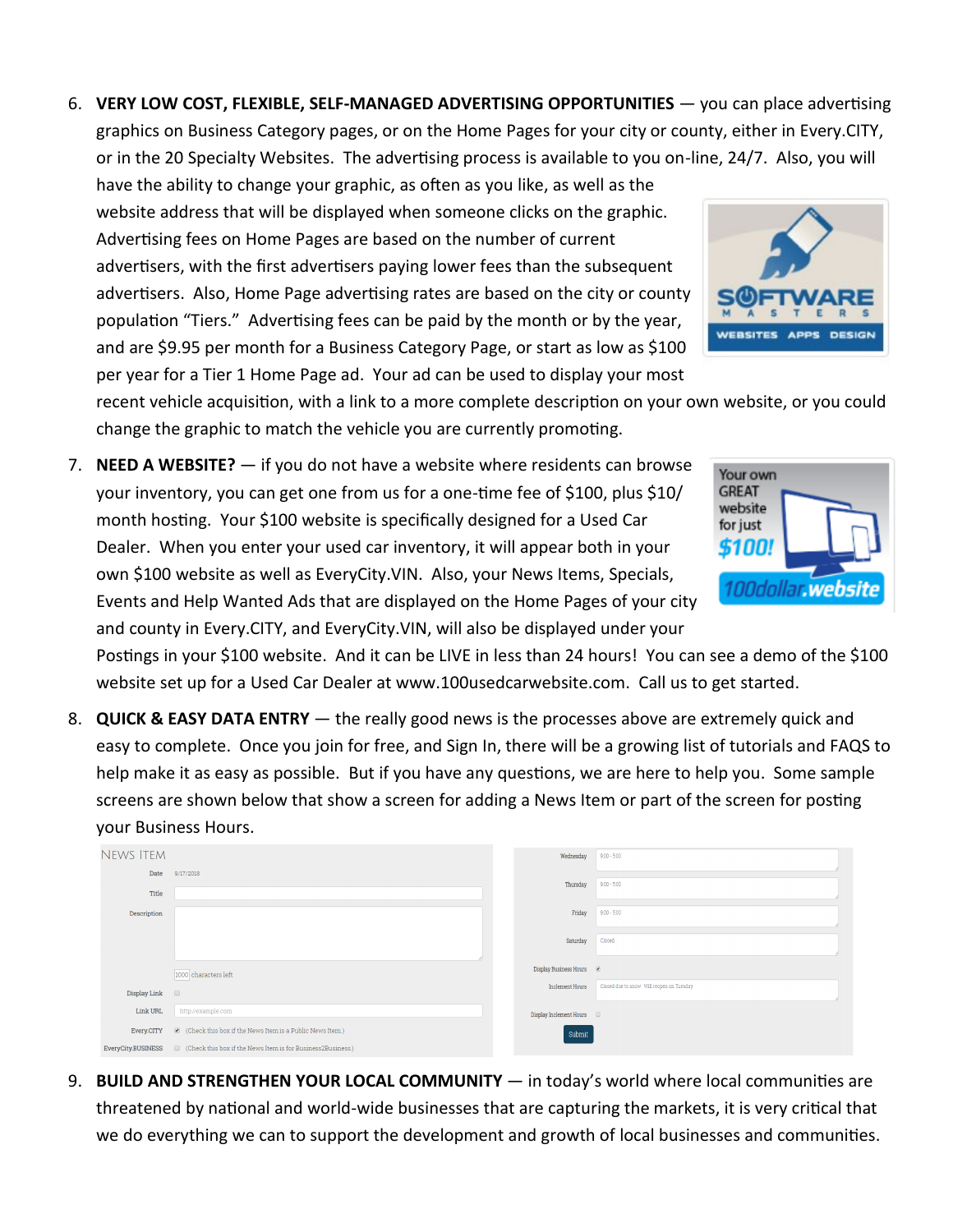6. **VERY LOW COST, FLEXIBLE, SELF-MANAGED ADVERTISING OPPORTUNITIES** — you can place advertising graphics on Business Category pages, or on the Home Pages for your city or county, either in Every.CITY, or in the 20 Specialty Websites. The advertising process is available to you on-line, 24/7. Also, you will have the ability to change your graphic, as often as you like, as well as the website address that will be displayed when someone clicks on the graphic. Advertising fees on Home Pages are based on the number of current advertisers, with the first advertisers paying lower fees than the subsequent advertisers. Also, Home Page advertising rates are based on the city or county population "Tiers." Advertising fees can be paid by the month or by the year, and are $9.95 per month for a Business Category Page, or start as low as $100 per year for a Tier 1 Home Page ad. Your ad can be used to display your most recent vehicle acquisition, with a link to a more complete description on your own website, or you could change the graphic to match the vehicle you are currently promoting.

7. **NEED A WEBSITE?** — if you do not have a website where residents can browse your inventory, you can get one from us for a one-time fee of $100, plus $10/month hosting. Your $100 website is specifically designed for a Used Car Dealer. When you enter your used car inventory, it will appear both in your own $100 website as well as EveryCity.VIN. Also, your News Items, Specials, Events and Help Wanted Ads that are displayed on the Home Pages of your city and county in Every.CITY, and EveryCity.VIN, will also be displayed under your Postings in your $100 website. And it can be LIVE in less than 24 hours! You can see a demo of the $100 website set up for a Used Car Dealer at www.100usedcarwebsite.com. Call us to get started.

8. **QUICK & EASY DATA ENTRY** — the really good news is the processes above are extremely quick and easy to complete. Once you join for free, and Sign In, there will be a growing list of tutorials and FAQS to help make it as easy as possible. But if you have any questions, we are here to help you. Some sample screens are shown below that show a screen for adding a News Item or part of the screen for posting your Business Hours.

9. **BUILD AND STRENGTHEN YOUR LOCAL COMMUNITY** — in today's world where local communities are threatened by national and world-wide businesses that are capturing the markets, it is very critical that we do everything we can to support the development and growth of local businesses and communities.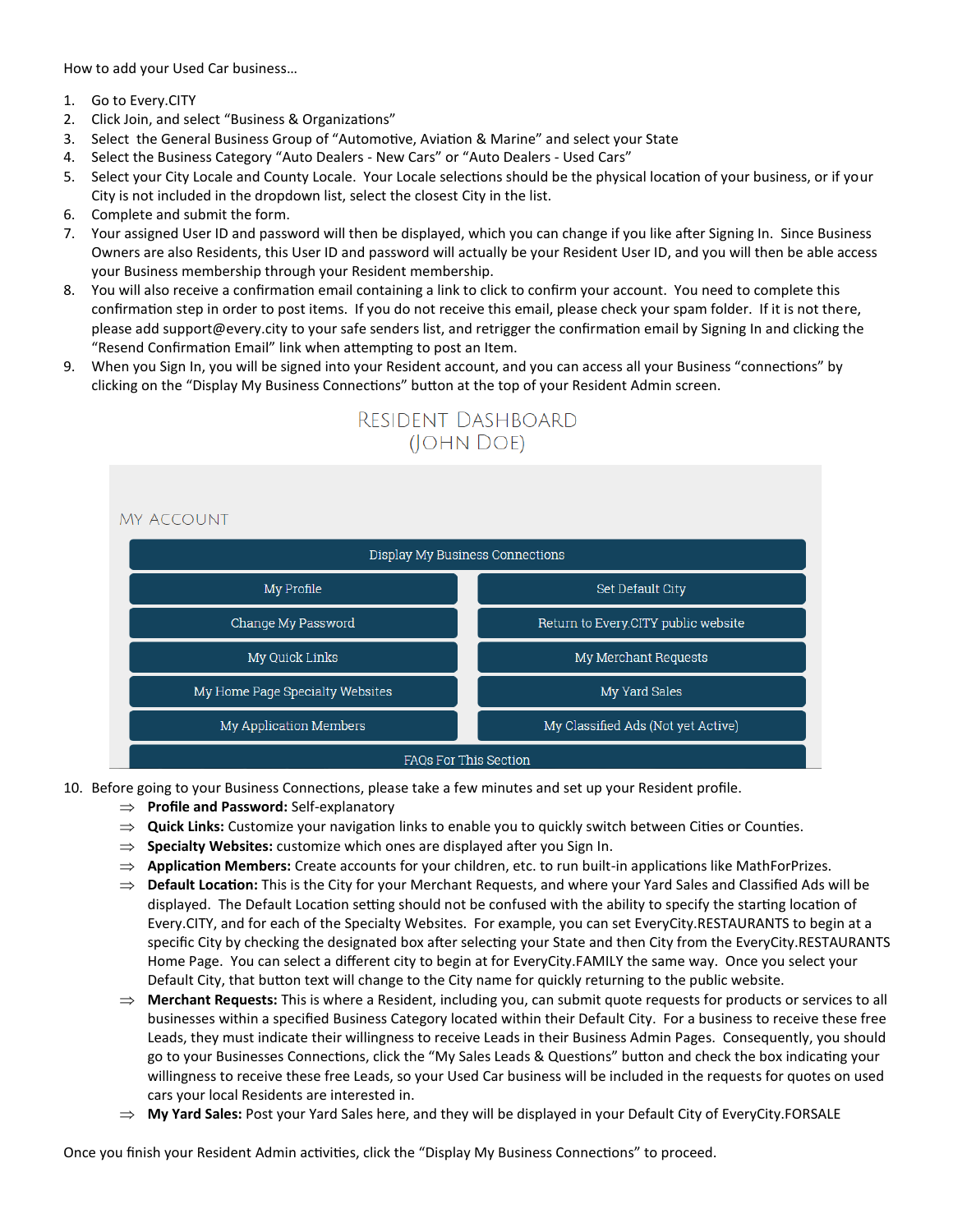How to add your Used Car business…

1. Go to Every.CITY
2. Click Join, and select "Business & Organizations"
3. Select the General Business Group of "Automotive, Aviation & Marine" and select your State
4. Select the Business Category "Auto Dealers - New Cars" or "Auto Dealers - Used Cars"
5. Select your City Locale and County Locale. Your Locale selections should be the physical location of your business, or if your City is not included in the dropdown list, select the closest City in the list.
6. Complete and submit the form.
7. Your assigned User ID and password will then be displayed, which you can change if you like after Signing In. Since Business Owners are also Residents, this User ID and password will actually be your Resident User ID, and you will then be able access your Business membership through your Resident membership.
8. You will also receive a confirmation email containing a link to click to confirm your account. You need to complete this confirmation step in order to post items. If you do not receive this email, please check your spam folder. If it is not there, please add support@every.city to your safe senders list, and retrigger the confirmation email by Signing In and clicking the "Resend Confirmation Email" link when attempting to post an Item.
9. When you Sign In, you will be signed into your Resident account, and you can access all your Business "connections" by clicking on the "Display My Business Connections" button at the top of your Resident Admin screen.

RESIDENT DASHBOARD
(JOHN DOE)

MY ACCOUNT

Display My Business Connections

My Profile | Set Default City
Change My Password | Return to Every.CITY public website
My Quick Links | My Merchant Requests
My Home Page Specialty Websites | My Yard Sales
My Application Members | My Classified Ads (Not yet Active)

FAQs For This Section

10. Before going to your Business Connections, please take a few minutes and set up your Resident profile.
    - **Profile and Password:** Self-explanatory
    - **Quick Links:** Customize your navigation links to enable you to quickly switch between Cities or Counties.
    - **Specialty Websites:** customize which ones are displayed after you Sign In.
    - **Application Members:** Create accounts for your children, etc. to run built-in applications like MathForPrizes.
    - **Default Location:** This is the City for your Merchant Requests, and where your Yard Sales and Classified Ads will be displayed. The Default Location setting should not be confused with the ability to specify the starting location of Every.CITY, and for each of the Specialty Websites. For example, you can set EveryCity.RESTAURANTS to begin at a specific City by checking the designated box after selecting your State and then City from the EveryCity.RESTAURANTS Home Page. You can select a different city to begin at for EveryCity.FAMILY the same way. Once you select your Default City, that button text will change to the City name for quickly returning to the public website.
    - **Merchant Requests:** This is where a Resident, including you, can submit quote requests for products or services to all businesses within a specified Business Category located within their Default City. For a business to receive these free Leads, they must indicate their willingness to receive Leads in their Business Admin Pages. Consequently, you should go to your Businesses Connections, click the "My Sales Leads & Questions" button and check the box indicating your willingness to receive these free Leads, so your Used Car business will be included in the requests for quotes on used cars your local Residents are interested in.
    - **My Yard Sales:** Post your Yard Sales here, and they will be displayed in your Default City of EveryCity.FORSALE

Once you finish your Resident Admin activities, click the "Display My Business Connections" to proceed.